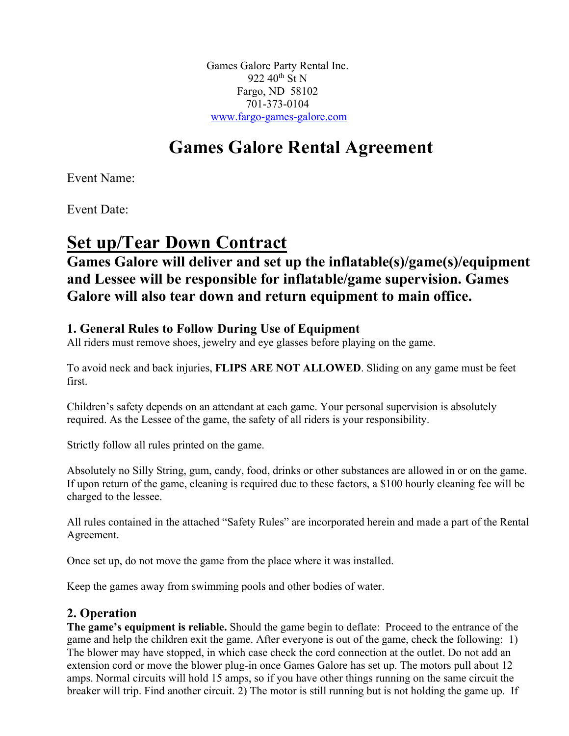Games Galore Party Rental Inc.
922 40th St N
Fargo, ND 58102
701-373-0104
www.fargo-games-galore.com

# Games Galore Rental Agreement

Event Name:

Event Date:

## Set up/Tear Down Contract

**Games Galore will deliver and set up the inflatable(s)/game(s)/equipment and Lessee will be responsible for inflatable/game supervision. Games Galore will also tear down and return equipment to main office.**

### 1. General Rules to Follow During Use of Equipment

All riders must remove shoes, jewelry and eye glasses before playing on the game.

To avoid neck and back injuries, **FLIPS ARE NOT ALLOWED**. Sliding on any game must be feet first.

Children's safety depends on an attendant at each game. Your personal supervision is absolutely required. As the Lessee of the game, the safety of all riders is your responsibility.

Strictly follow all rules printed on the game.

Absolutely no Silly String, gum, candy, food, drinks or other substances are allowed in or on the game. If upon return of the game, cleaning is required due to these factors, a $100 hourly cleaning fee will be charged to the lessee.

All rules contained in the attached "Safety Rules" are incorporated herein and made a part of the Rental Agreement.

Once set up, do not move the game from the place where it was installed.

Keep the games away from swimming pools and other bodies of water.

### 2. Operation

**The game's equipment is reliable.** Should the game begin to deflate: Proceed to the entrance of the game and help the children exit the game. After everyone is out of the game, check the following: 1) The blower may have stopped, in which case check the cord connection at the outlet. Do not add an extension cord or move the blower plug-in once Games Galore has set up. The motors pull about 12 amps. Normal circuits will hold 15 amps, so if you have other things running on the same circuit the breaker will trip. Find another circuit. 2) The motor is still running but is not holding the game up. If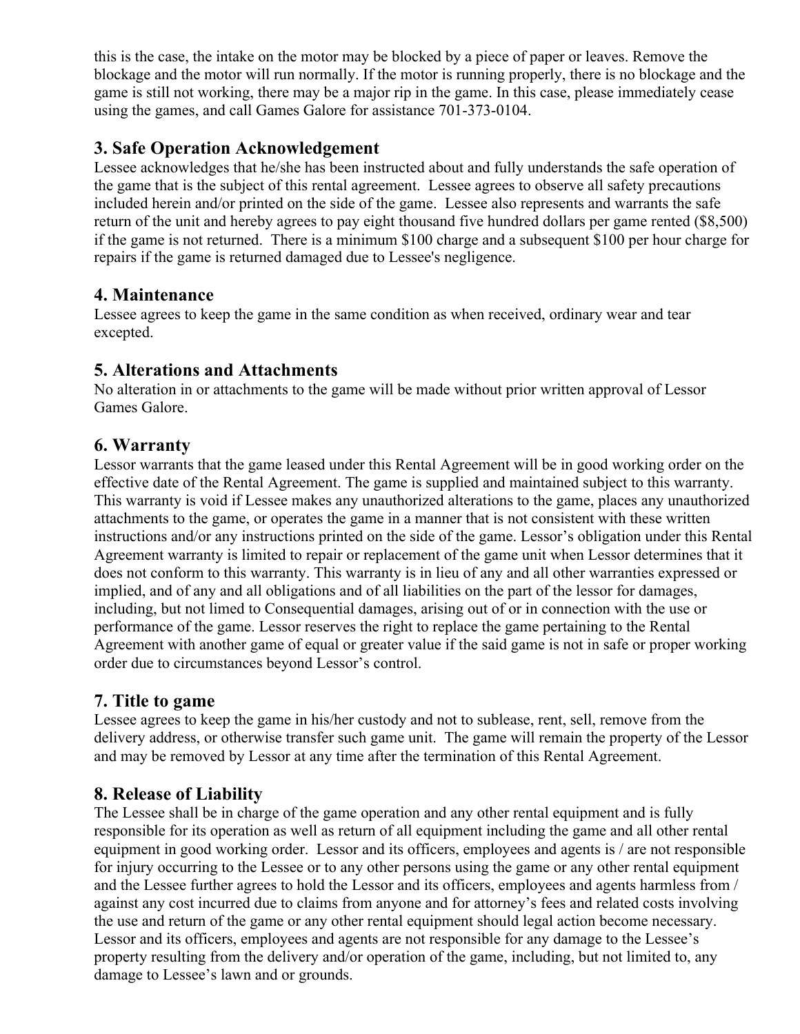this is the case, the intake on the motor may be blocked by a piece of paper or leaves. Remove the blockage and the motor will run normally. If the motor is running properly, there is no blockage and the game is still not working, there may be a major rip in the game. In this case, please immediately cease using the games, and call Games Galore for assistance 701-373-0104.

## 3. Safe Operation Acknowledgement

Lessee acknowledges that he/she has been instructed about and fully understands the safe operation of the game that is the subject of this rental agreement. Lessee agrees to observe all safety precautions included herein and/or printed on the side of the game. Lessee also represents and warrants the safe return of the unit and hereby agrees to pay eight thousand five hundred dollars per game rented ($8,500) if the game is not returned. There is a minimum $100 charge and a subsequent $100 per hour charge for repairs if the game is returned damaged due to Lessee's negligence.

## 4. Maintenance

Lessee agrees to keep the game in the same condition as when received, ordinary wear and tear excepted.

## 5. Alterations and Attachments

No alteration in or attachments to the game will be made without prior written approval of Lessor Games Galore.

## 6. Warranty

Lessor warrants that the game leased under this Rental Agreement will be in good working order on the effective date of the Rental Agreement. The game is supplied and maintained subject to this warranty. This warranty is void if Lessee makes any unauthorized alterations to the game, places any unauthorized attachments to the game, or operates the game in a manner that is not consistent with these written instructions and/or any instructions printed on the side of the game. Lessor's obligation under this Rental Agreement warranty is limited to repair or replacement of the game unit when Lessor determines that it does not conform to this warranty. This warranty is in lieu of any and all other warranties expressed or implied, and of any and all obligations and of all liabilities on the part of the lessor for damages, including, but not limed to Consequential damages, arising out of or in connection with the use or performance of the game. Lessor reserves the right to replace the game pertaining to the Rental Agreement with another game of equal or greater value if the said game is not in safe or proper working order due to circumstances beyond Lessor's control.

## 7. Title to game

Lessee agrees to keep the game in his/her custody and not to sublease, rent, sell, remove from the delivery address, or otherwise transfer such game unit. The game will remain the property of the Lessor and may be removed by Lessor at any time after the termination of this Rental Agreement.

## 8. Release of Liability

The Lessee shall be in charge of the game operation and any other rental equipment and is fully responsible for its operation as well as return of all equipment including the game and all other rental equipment in good working order. Lessor and its officers, employees and agents is / are not responsible for injury occurring to the Lessee or to any other persons using the game or any other rental equipment and the Lessee further agrees to hold the Lessor and its officers, employees and agents harmless from / against any cost incurred due to claims from anyone and for attorney's fees and related costs involving the use and return of the game or any other rental equipment should legal action become necessary. Lessor and its officers, employees and agents are not responsible for any damage to the Lessee's property resulting from the delivery and/or operation of the game, including, but not limited to, any damage to Lessee's lawn and or grounds.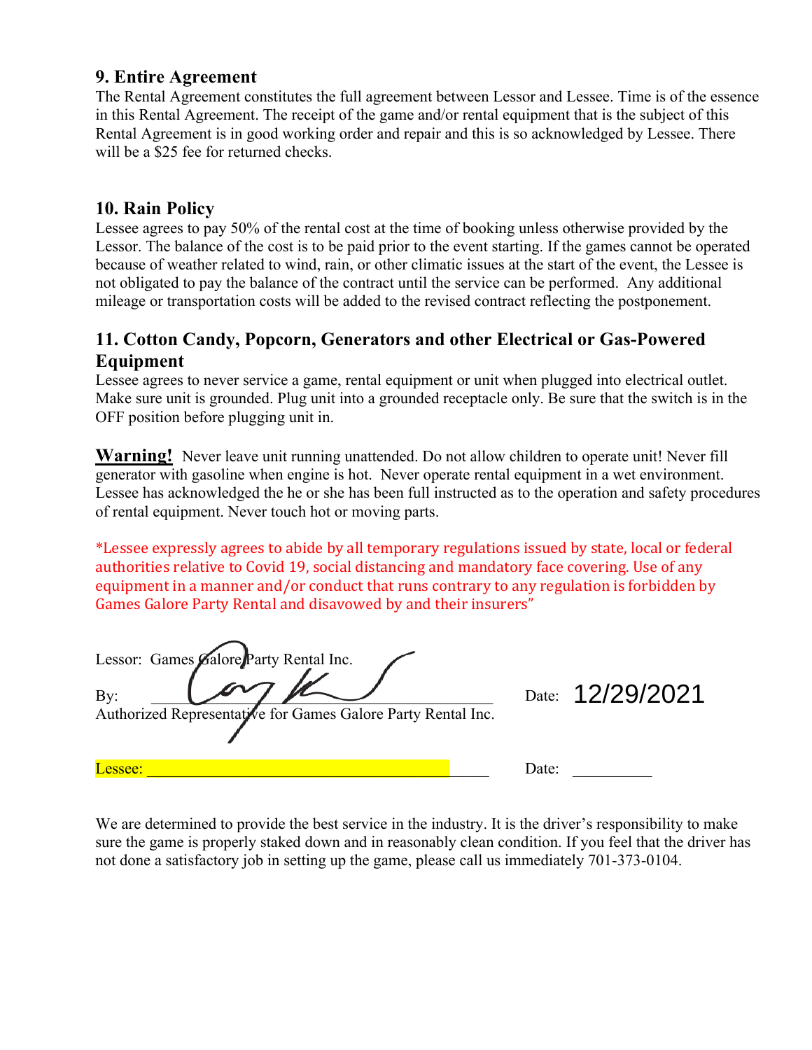## 9. Entire Agreement

The Rental Agreement constitutes the full agreement between Lessor and Lessee. Time is of the essence in this Rental Agreement. The receipt of the game and/or rental equipment that is the subject of this Rental Agreement is in good working order and repair and this is so acknowledged by Lessee. There will be a $25 fee for returned checks.

## 10. Rain Policy

Lessee agrees to pay 50% of the rental cost at the time of booking unless otherwise provided by the Lessor. The balance of the cost is to be paid prior to the event starting. If the games cannot be operated because of weather related to wind, rain, or other climatic issues at the start of the event, the Lessee is not obligated to pay the balance of the contract until the service can be performed. Any additional mileage or transportation costs will be added to the revised contract reflecting the postponement.

## 11. Cotton Candy, Popcorn, Generators and other Electrical or Gas-Powered Equipment

Lessee agrees to never service a game, rental equipment or unit when plugged into electrical outlet. Make sure unit is grounded. Plug unit into a grounded receptacle only. Be sure that the switch is in the OFF position before plugging unit in.

**Warning!** Never leave unit running unattended. Do not allow children to operate unit! Never fill generator with gasoline when engine is hot. Never operate rental equipment in a wet environment. Lessee has acknowledged the he or she has been full instructed as to the operation and safety procedures of rental equipment. Never touch hot or moving parts.

*Lessee expressly agrees to abide by all temporary regulations issued by state, local or federal authorities relative to Covid 19, social distancing and mandatory face covering. Use of any equipment in a manner and/or conduct that runs contrary to any regulation is forbidden by Games Galore Party Rental and disavowed by and their insurers"

Lessor: Games Galore Party Rental Inc.

By: ______________________________ Date: 12/29/2021

Authorized Representative for Games Galore Party Rental Inc.

Lessee: ______________________________ Date: __________

We are determined to provide the best service in the industry. It is the driver's responsibility to make sure the game is properly staked down and in reasonably clean condition. If you feel that the driver has not done a satisfactory job in setting up the game, please call us immediately 701-373-0104.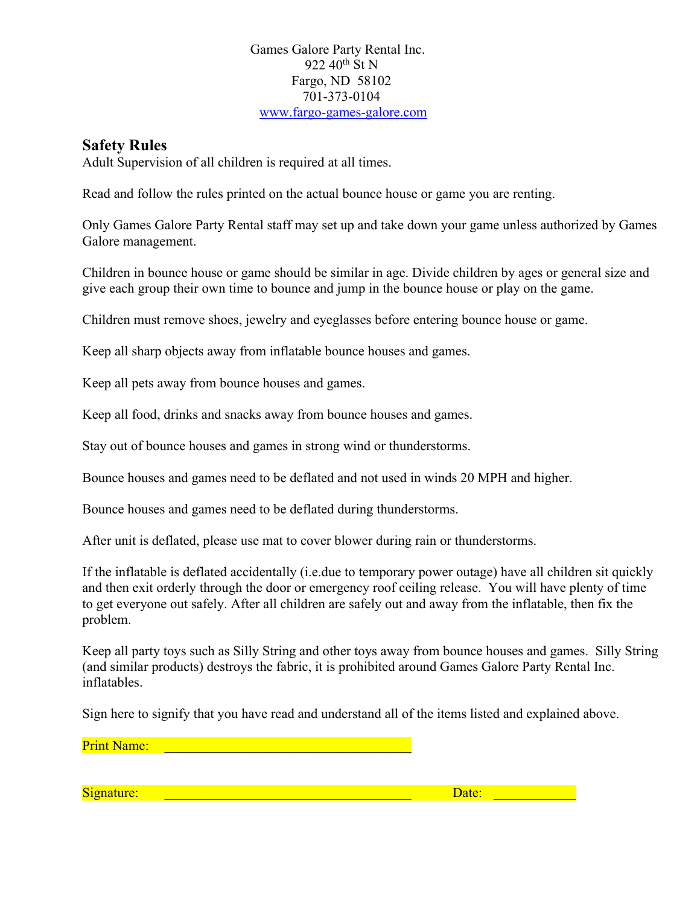Games Galore Party Rental Inc.
922 40th St N
Fargo, ND 58102
701-373-0104
www.fargo-games-galore.com

## Safety Rules

Adult Supervision of all children is required at all times.

Read and follow the rules printed on the actual bounce house or game you are renting.

Only Games Galore Party Rental staff may set up and take down your game unless authorized by Games Galore management.

Children in bounce house or game should be similar in age. Divide children by ages or general size and give each group their own time to bounce and jump in the bounce house or play on the game.

Children must remove shoes, jewelry and eyeglasses before entering bounce house or game.

Keep all sharp objects away from inflatable bounce houses and games.

Keep all pets away from bounce houses and games.

Keep all food, drinks and snacks away from bounce houses and games.

Stay out of bounce houses and games in strong wind or thunderstorms.

Bounce houses and games need to be deflated and not used in winds 20 MPH and higher.

Bounce houses and games need to be deflated during thunderstorms.

After unit is deflated, please use mat to cover blower during rain or thunderstorms.

If the inflatable is deflated accidentally (i.e.due to temporary power outage) have all children sit quickly and then exit orderly through the door or emergency roof ceiling release. You will have plenty of time to get everyone out safely. After all children are safely out and away from the inflatable, then fix the problem.

Keep all party toys such as Silly String and other toys away from bounce houses and games. Silly String (and similar products) destroys the fabric, it is prohibited around Games Galore Party Rental Inc. inflatables.

Sign here to signify that you have read and understand all of the items listed and explained above.

Print Name: ____________________________________

Signature: ____________________________________ Date: ____________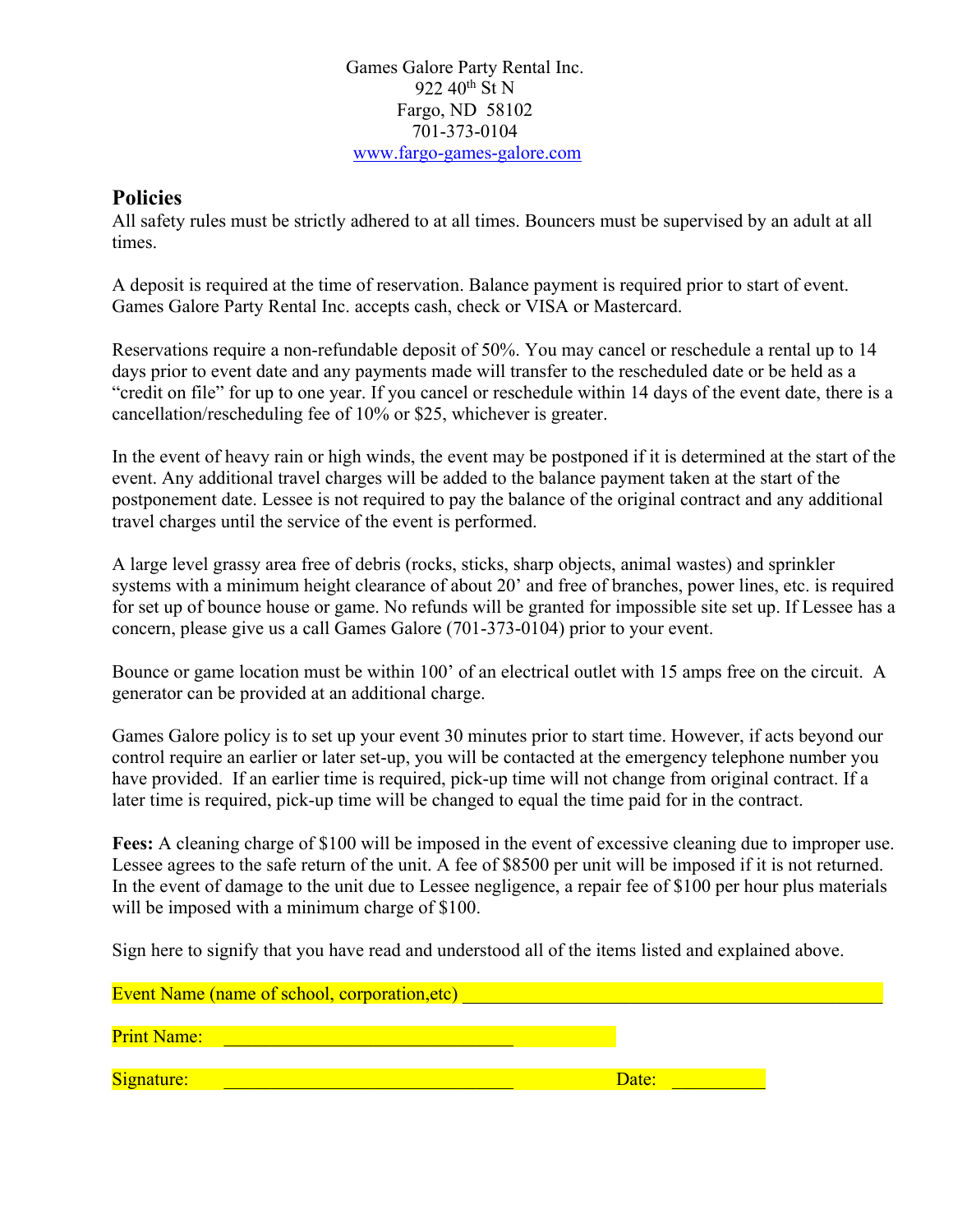Games Galore Party Rental Inc.
922 40th St N
Fargo, ND 58102
701-373-0104
www.fargo-games-galore.com

## Policies

All safety rules must be strictly adhered to at all times. Bouncers must be supervised by an adult at all times.

A deposit is required at the time of reservation. Balance payment is required prior to start of event. Games Galore Party Rental Inc. accepts cash, check or VISA or Mastercard.

Reservations require a non-refundable deposit of 50%. You may cancel or reschedule a rental up to 14 days prior to event date and any payments made will transfer to the rescheduled date or be held as a "credit on file" for up to one year. If you cancel or reschedule within 14 days of the event date, there is a cancellation/rescheduling fee of 10% or $25, whichever is greater.

In the event of heavy rain or high winds, the event may be postponed if it is determined at the start of the event. Any additional travel charges will be added to the balance payment taken at the start of the postponement date. Lessee is not required to pay the balance of the original contract and any additional travel charges until the service of the event is performed.

A large level grassy area free of debris (rocks, sticks, sharp objects, animal wastes) and sprinkler systems with a minimum height clearance of about 20' and free of branches, power lines, etc. is required for set up of bounce house or game. No refunds will be granted for impossible site set up. If Lessee has a concern, please give us a call Games Galore (701-373-0104) prior to your event.

Bounce or game location must be within 100' of an electrical outlet with 15 amps free on the circuit. A generator can be provided at an additional charge.

Games Galore policy is to set up your event 30 minutes prior to start time. However, if acts beyond our control require an earlier or later set-up, you will be contacted at the emergency telephone number you have provided. If an earlier time is required, pick-up time will not change from original contract. If a later time is required, pick-up time will be changed to equal the time paid for in the contract.

**Fees:** A cleaning charge of $100 will be imposed in the event of excessive cleaning due to improper use. Lessee agrees to the safe return of the unit. A fee of $8500 per unit will be imposed if it is not returned. In the event of damage to the unit due to Lessee negligence, a repair fee of $100 per hour plus materials will be imposed with a minimum charge of $100.

Sign here to signify that you have read and understood all of the items listed and explained above.

Event Name (name of school, corporation,etc) ______________________________________________

Print Name: ________________________________

Signature: ________________________________ Date: __________